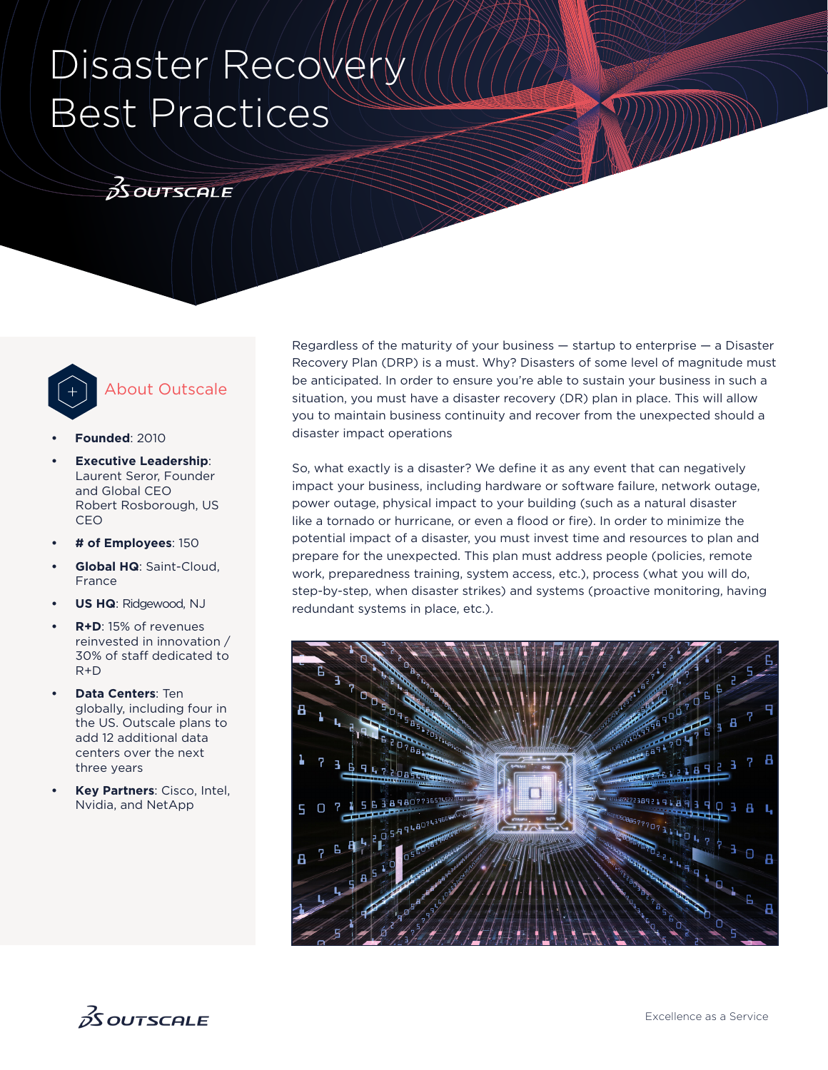# Disaster Recovery Best Practices

3DS OUTSCALE

## About Outscale

- **Founded**: 2010
- **Executive Leadership**: Laurent Seror, Founder and Global CEO Robert Rosborough, US CEO
- **# of Employees**: 150
- **Global HQ**: Saint-Cloud, France
- **US HQ**: Ridgewood, NJ
- **R+D**: 15% of revenues reinvested in innovation / 30% of staff dedicated to R+D
- **Data Centers**: Ten globally, including four in the US. Outscale plans to add 12 additional data centers over the next three years
- **Key Partners**: Cisco, Intel, Nvidia, and NetApp

Regardless of the maturity of your business — startup to enterprise — a Disaster Recovery Plan (DRP) is a must. Why? Disasters of some level of magnitude must be anticipated. In order to ensure you're able to sustain your business in such a situation, you must have a disaster recovery (DR) plan in place. This will allow you to maintain business continuity and recover from the unexpected should a disaster impact operations

So, what exactly is a disaster? We define it as any event that can negatively impact your business, including hardware or software failure, network outage, power outage, physical impact to your building (such as a natural disaster like a tornado or hurricane, or even a flood or fire). In order to minimize the potential impact of a disaster, you must invest time and resources to plan and prepare for the unexpected. This plan must address people (policies, remote work, preparedness training, system access, etc.), process (what you will do, step-by-step, when disaster strikes) and systems (proactive monitoring, having redundant systems in place, etc.).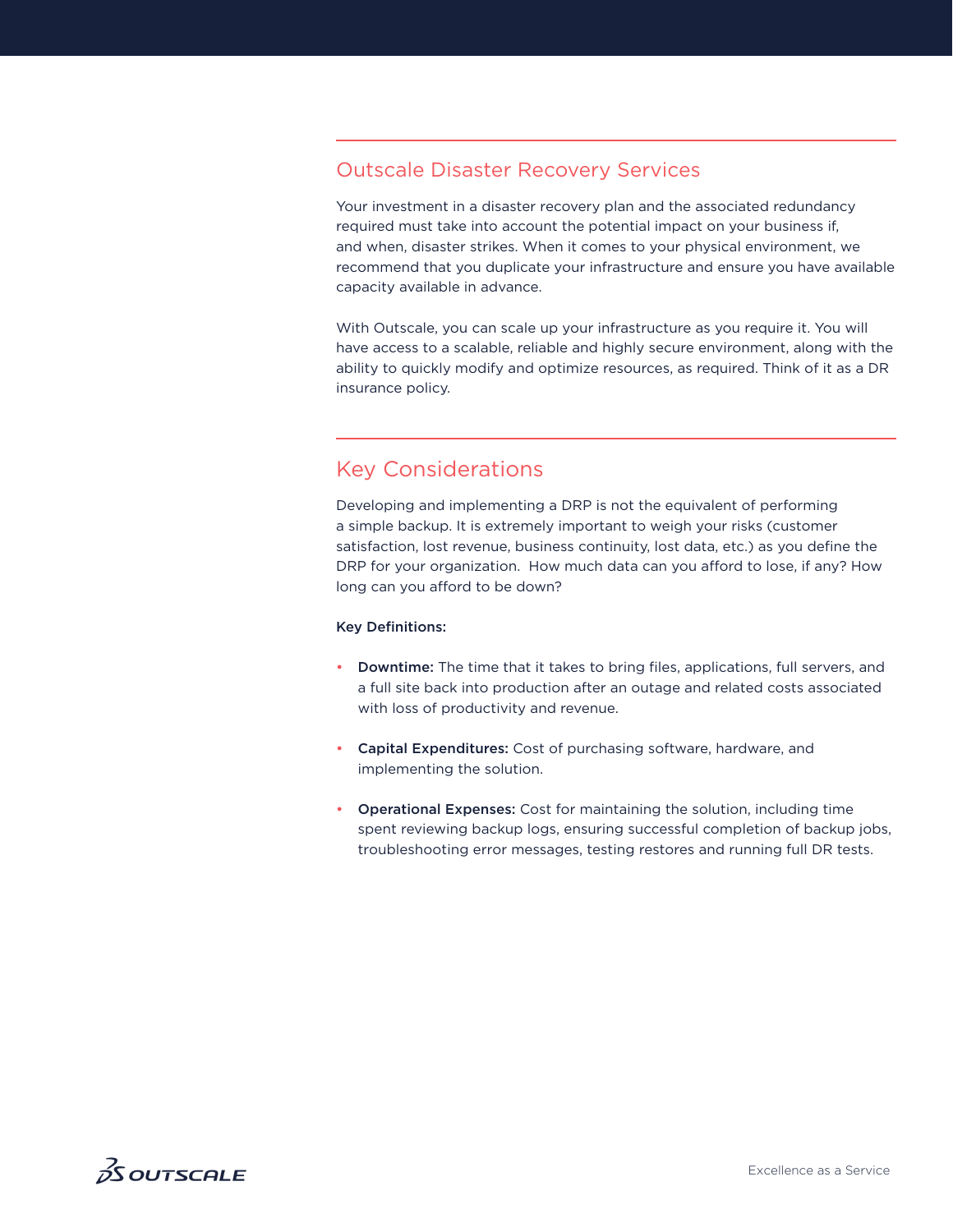## Outscale Disaster Recovery Services

Your investment in a disaster recovery plan and the associated redundancy required must take into account the potential impact on your business if, and when, disaster strikes. When it comes to your physical environment, we recommend that you duplicate your infrastructure and ensure you have available capacity available in advance.

With Outscale, you can scale up your infrastructure as you require it. You will have access to a scalable, reliable and highly secure environment, along with the ability to quickly modify and optimize resources, as required. Think of it as a DR insurance policy.

## Key Considerations

Developing and implementing a DRP is not the equivalent of performing a simple backup. It is extremely important to weigh your risks (customer satisfaction, lost revenue, business continuity, lost data, etc.) as you define the DRP for your organization. How much data can you afford to lose, if any? How long can you afford to be down?

**Key Definitions:**

- **Downtime:** The time that it takes to bring files, applications, full servers, and a full site back into production after an outage and related costs associated with loss of productivity and revenue.
- **Capital Expenditures:** Cost of purchasing software, hardware, and implementing the solution.
- **Operational Expenses:** Cost for maintaining the solution, including time spent reviewing backup logs, ensuring successful completion of backup jobs, troubleshooting error messages, testing restores and running full DR tests.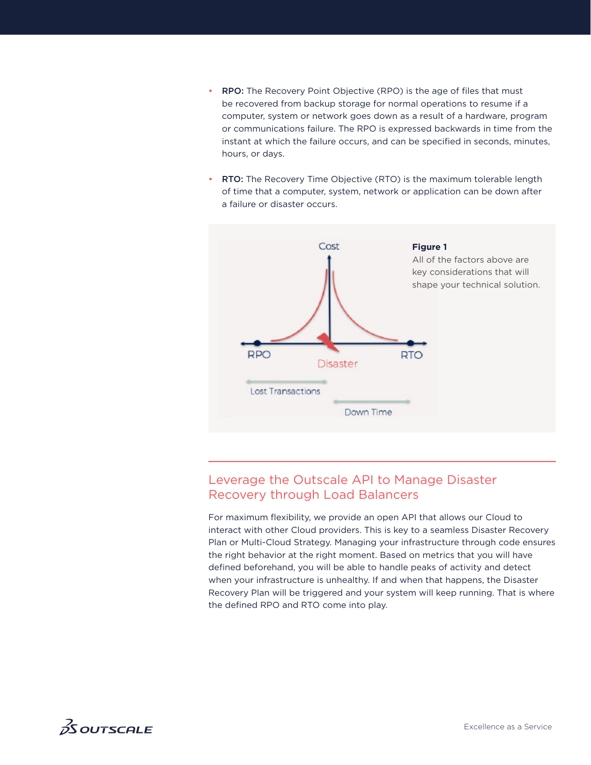- **RPO:** The Recovery Point Objective (RPO) is the age of files that must be recovered from backup storage for normal operations to resume if a computer, system or network goes down as a result of a hardware, program or communications failure. The RPO is expressed backwards in time from the instant at which the failure occurs, and can be specified in seconds, minutes, hours, or days.

- **RTO:** The Recovery Time Objective (RTO) is the maximum tolerable length of time that a computer, system, network or application can be down after a failure or disaster occurs.

Cost

RPO

Disaster

RTO

Lost Transactions

Down Time

**Figure 1**
All of the factors above are key considerations that will shape your technical solution.

## Leverage the Outscale API to Manage Disaster Recovery through Load Balancers

For maximum flexibility, we provide an open API that allows our Cloud to interact with other Cloud providers. This is key to a seamless Disaster Recovery Plan or Multi-Cloud Strategy. Managing your infrastructure through code ensures the right behavior at the right moment. Based on metrics that you will have defined beforehand, you will be able to handle peaks of activity and detect when your infrastructure is unhealthy. If and when that happens, the Disaster Recovery Plan will be triggered and your system will keep running. That is where the defined RPO and RTO come into play.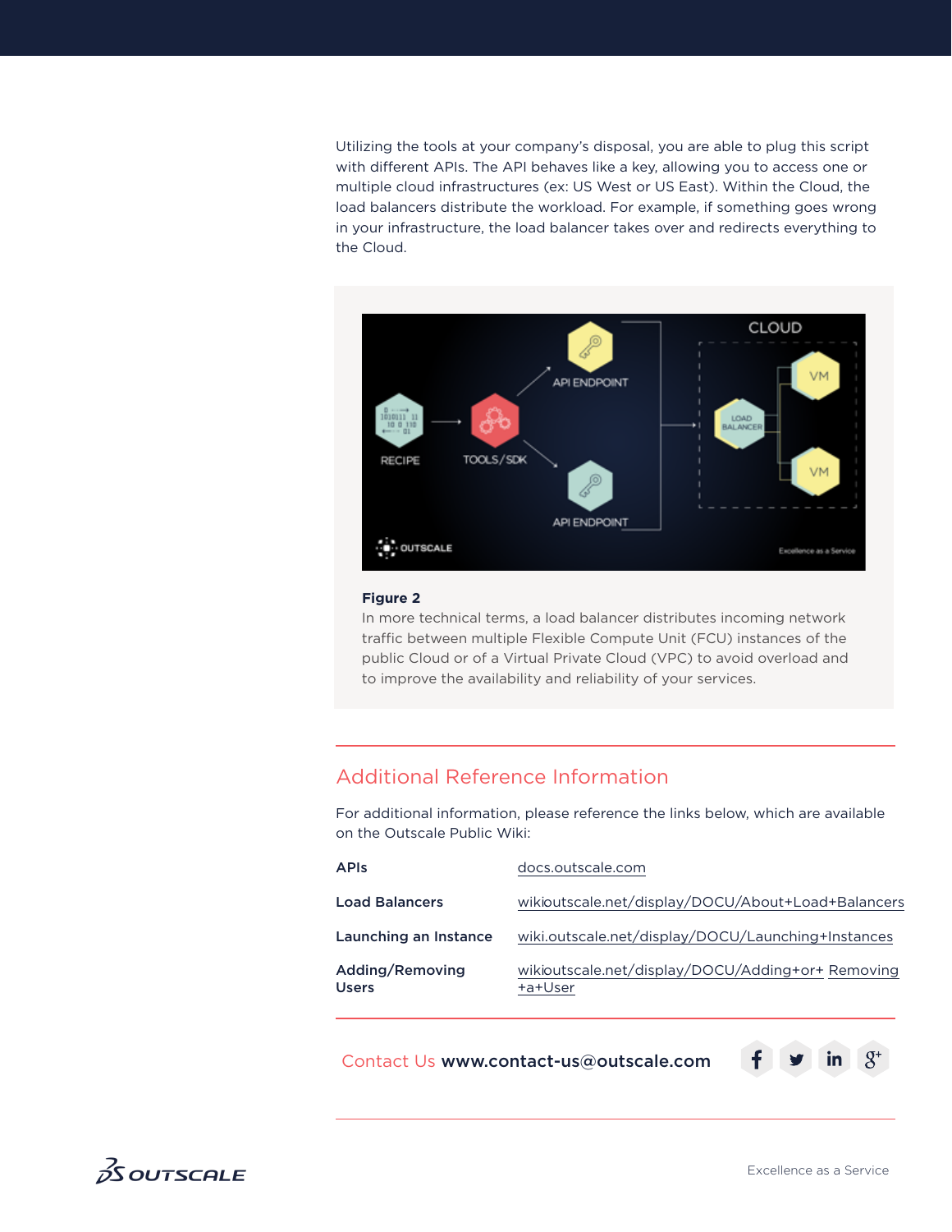Utilizing the tools at your company's disposal, you are able to plug this script with different APIs. The API behaves like a key, allowing you to access one or multiple cloud infrastructures (ex: US West or US East). Within the Cloud, the load balancers distribute the workload. For example, if something goes wrong in your infrastructure, the load balancer takes over and redirects everything to the Cloud.

CLOUD

API ENDPOINT

RECIPE

TOOLS/SDK

LOAD BALANCER

VM

VM

API ENDPOINT

OUTSCALE

Excellence as a Service

**Figure 2**
In more technical terms, a load balancer distributes incoming network traffic between multiple Flexible Compute Unit (FCU) instances of the public Cloud or of a Virtual Private Cloud (VPC) to avoid overload and to improve the availability and reliability of your services.

## Additional Reference Information

For additional information, please reference the links below, which are available on the Outscale Public Wiki:

| | |
|---|---|
| **APIs** | docs.outscale.com |
| **Load Balancers** | wikioutscale.net/display/DOCU/About+Load+Balancers |
| **Launching an Instance** | wiki.outscale.net/display/DOCU/Launching+Instances |
| **Adding/Removing Users** | wikioutscale.net/display/DOCU/Adding+or+ Removing +a+User |

Contact Us **www.contact-us@outscale.com**

OUTSCALE

Excellence as a Service